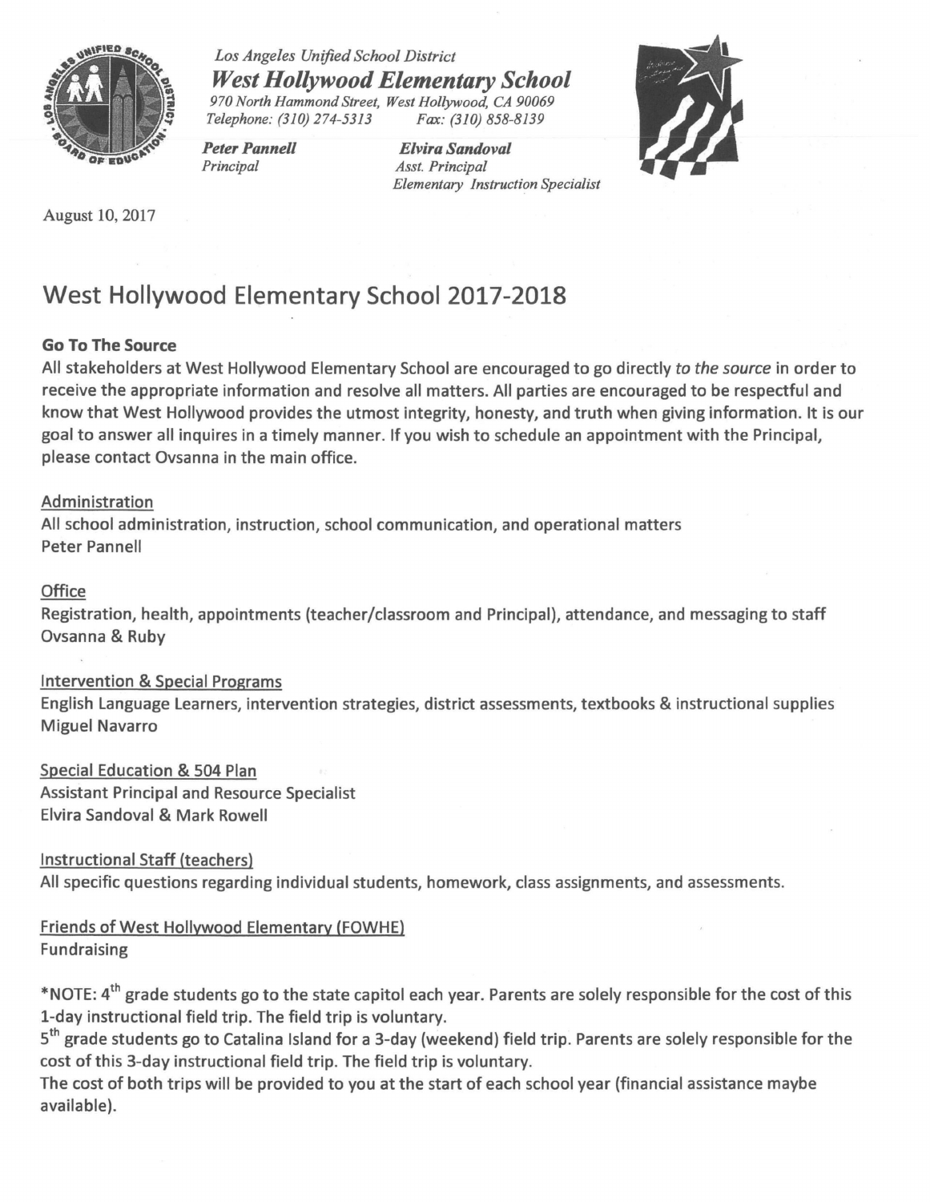*Los Angeles Unified School District*

***West Hollywood Elementary School***

*970 North Hammond Street, West Hollywood, CA 90069*
*Telephone: (310) 274-5313     Fax: (310) 858-8139*

***Peter Pannell***
*Principal*

***Elvira Sandoval***
*Asst. Principal*
*Elementary Instruction Specialist*

August 10, 2017

# West Hollywood Elementary School 2017-2018

**Go To The Source**

All stakeholders at West Hollywood Elementary School are encouraged to go directly *to the source* in order to receive the appropriate information and resolve all matters. All parties are encouraged to be respectful and know that West Hollywood provides the utmost integrity, honesty, and truth when giving information. It is our goal to answer all inquires in a timely manner. If you wish to schedule an appointment with the Principal, please contact Ovsanna in the main office.

<u>Administration</u>
All school administration, instruction, school communication, and operational matters
Peter Pannell

<u>Office</u>
Registration, health, appointments (teacher/classroom and Principal), attendance, and messaging to staff
Ovsanna & Ruby

<u>Intervention & Special Programs</u>
English Language Learners, intervention strategies, district assessments, textbooks & instructional supplies
Miguel Navarro

<u>Special Education & 504 Plan</u>
Assistant Principal and Resource Specialist
Elvira Sandoval & Mark Rowell

<u>Instructional Staff (teachers)</u>
All specific questions regarding individual students, homework, class assignments, and assessments.

<u>Friends of West Hollywood Elementary (FOWHE)</u>
Fundraising

*NOTE: 4th grade students go to the state capitol each year. Parents are solely responsible for the cost of this 1-day instructional field trip. The field trip is voluntary.
5th grade students go to Catalina Island for a 3-day (weekend) field trip. Parents are solely responsible for the cost of this 3-day instructional field trip. The field trip is voluntary.
The cost of both trips will be provided to you at the start of each school year (financial assistance maybe available).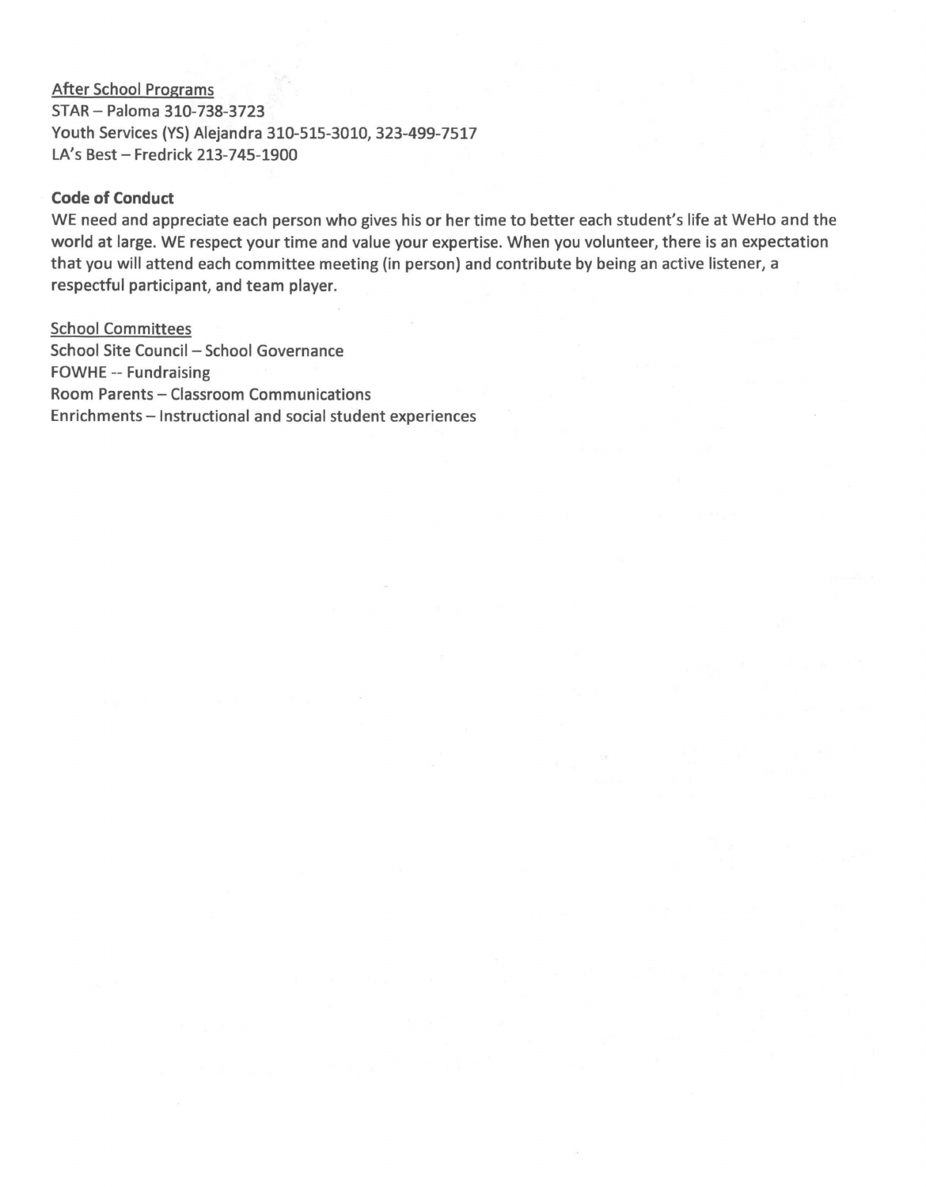After School Programs

STAR – Paloma 310-738-3723
Youth Services (YS) Alejandra 310-515-3010, 323-499-7517
LA's Best – Fredrick 213-745-1900

**Code of Conduct**

WE need and appreciate each person who gives his or her time to better each student's life at WeHo and the world at large. WE respect your time and value your expertise. When you volunteer, there is an expectation that you will attend each committee meeting (in person) and contribute by being an active listener, a respectful participant, and team player.

School Committees

School Site Council – School Governance
FOWHE -- Fundraising
Room Parents – Classroom Communications
Enrichments – Instructional and social student experiences